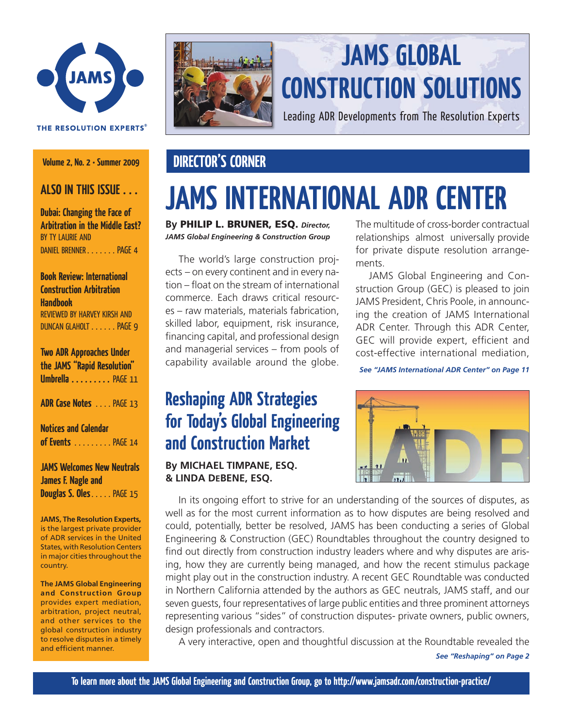JAMS

THE RESOLUTION EXPERTS®

# JAMS GLOBAL CONSTRUCTION SOLUTIONS

Leading ADR Developments from The Resolution Experts

Volume 2, No. 2 • Summer 2009

## ALSO IN THIS ISSUE . . .

**Dubai: Changing the Face of Arbitration in the Middle East?**
BY TY LAURIE AND DANIEL BRENNER . . . . . . . PAGE 4

**Book Review: International Construction Arbitration Handbook**
REVIEWED BY HARVEY KIRSH AND DUNCAN GLAHOLT . . . . . . PAGE 9

**Two ADR Approaches Under the JAMS "Rapid Resolution" Umbrella** . . . . . . . . . PAGE 11

**ADR Case Notes** . . . . PAGE 13

**Notices and Calendar of Events** . . . . . . . . . PAGE 14

**JAMS Welcomes New Neutrals James F. Nagle and Douglas S. Oles** . . . . . PAGE 15

**JAMS, The Resolution Experts,** is the largest private provider of ADR services in the United States, with Resolution Centers in major cities throughout the country.

**The JAMS Global Engineering and Construction Group** provides expert mediation, arbitration, project neutral, and other services to the global construction industry to resolve disputes in a timely and efficient manner.

## DIRECTOR'S CORNER

# JAMS INTERNATIONAL ADR CENTER

**By PHILIP L. BRUNER, ESQ.** ***Director, JAMS Global Engineering & Construction Group***

The world's large construction projects – on every continent and in every nation – float on the stream of international commerce. Each draws critical resources – raw materials, materials fabrication, skilled labor, equipment, risk insurance, financing capital, and professional design and managerial services – from pools of capability available around the globe. The multitude of cross-border contractual relationships almost universally provide for private dispute resolution arrangements.

JAMS Global Engineering and Construction Group (GEC) is pleased to join JAMS President, Chris Poole, in announcing the creation of JAMS International ADR Center. Through this ADR Center, GEC will provide expert, efficient and cost-effective international mediation,

***See "JAMS International ADR Center" on Page 11***

## Reshaping ADR Strategies for Today's Global Engineering and Construction Market

**By MICHAEL TIMPANE, ESQ. & LINDA DEBENE, ESQ.**

In its ongoing effort to strive for an understanding of the sources of disputes, as well as for the most current information as to how disputes are being resolved and could, potentially, better be resolved, JAMS has been conducting a series of Global Engineering & Construction (GEC) Roundtables throughout the country designed to find out directly from construction industry leaders where and why disputes are arising, how they are currently being managed, and how the recent stimulus package might play out in the construction industry. A recent GEC Roundtable was conducted in Northern California attended by the authors as GEC neutrals, JAMS staff, and our seven guests, four representatives of large public entities and three prominent attorneys representing various "sides" of construction disputes- private owners, public owners, design professionals and contractors.

A very interactive, open and thoughtful discussion at the Roundtable revealed the

***See "Reshaping" on Page 2***

To learn more about the JAMS Global Engineering and Construction Group, go to http://www.jamsadr.com/construction-practice/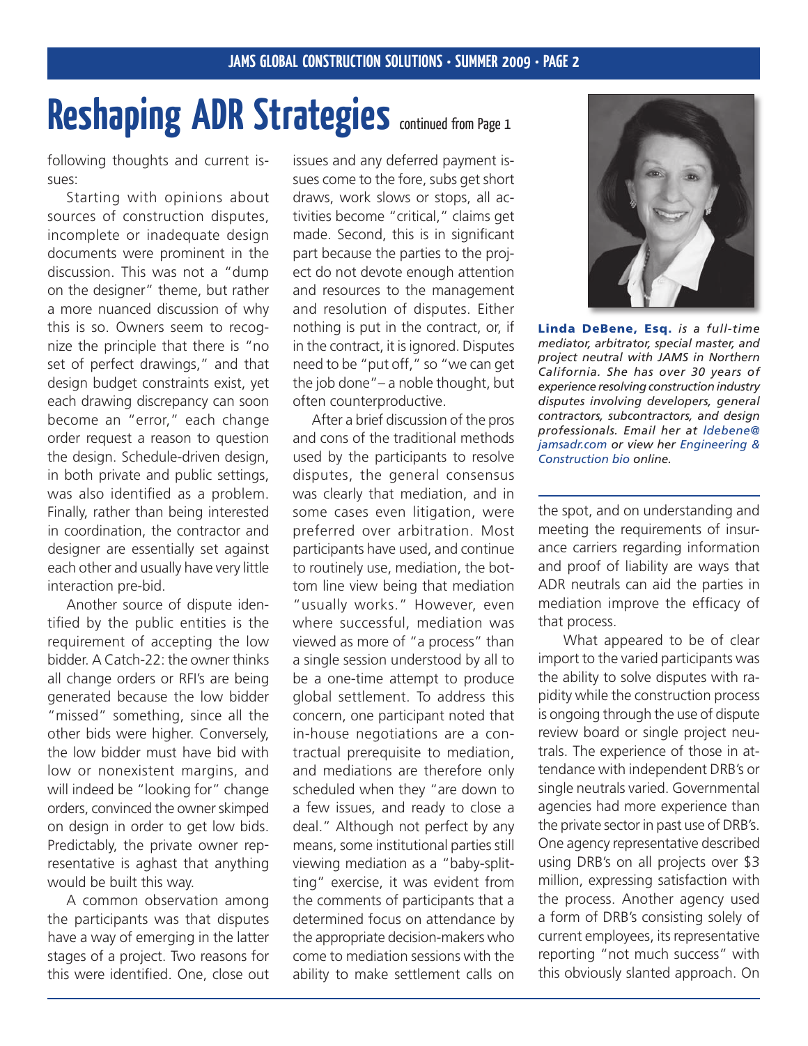# Reshaping ADR Strategies continued from Page 1

following thoughts and current issues:

Starting with opinions about sources of construction disputes, incomplete or inadequate design documents were prominent in the discussion. This was not a "dump on the designer" theme, but rather a more nuanced discussion of why this is so. Owners seem to recognize the principle that there is "no set of perfect drawings," and that design budget constraints exist, yet each drawing discrepancy can soon become an "error," each change order request a reason to question the design. Schedule-driven design, in both private and public settings, was also identified as a problem. Finally, rather than being interested in coordination, the contractor and designer are essentially set against each other and usually have very little interaction pre-bid.

Another source of dispute identified by the public entities is the requirement of accepting the low bidder. A Catch-22: the owner thinks all change orders or RFI's are being generated because the low bidder "missed" something, since all the other bids were higher. Conversely, the low bidder must have bid with low or nonexistent margins, and will indeed be "looking for" change orders, convinced the owner skimped on design in order to get low bids. Predictably, the private owner representative is aghast that anything would be built this way.

A common observation among the participants was that disputes have a way of emerging in the latter stages of a project. Two reasons for this were identified. One, close out issues and any deferred payment issues come to the fore, subs get short draws, work slows or stops, all activities become "critical," claims get made. Second, this is in significant part because the parties to the project do not devote enough attention and resources to the management and resolution of disputes. Either nothing is put in the contract, or, if in the contract, it is ignored. Disputes need to be "put off," so "we can get the job done"– a noble thought, but often counterproductive.

After a brief discussion of the pros and cons of the traditional methods used by the participants to resolve disputes, the general consensus was clearly that mediation, and in some cases even litigation, were preferred over arbitration. Most participants have used, and continue to routinely use, mediation, the bottom line view being that mediation "usually works." However, even where successful, mediation was viewed as more of "a process" than a single session understood by all to be a one-time attempt to produce global settlement. To address this concern, one participant noted that in-house negotiations are a contractual prerequisite to mediation, and mediations are therefore only scheduled when they "are down to a few issues, and ready to close a deal." Although not perfect by any means, some institutional parties still viewing mediation as a "baby-splitting" exercise, it was evident from the comments of participants that a determined focus on attendance by the appropriate decision-makers who come to mediation sessions with the ability to make settlement calls on the spot, and on understanding and meeting the requirements of insurance carriers regarding information and proof of liability are ways that ADR neutrals can aid the parties in mediation improve the efficacy of that process.

What appeared to be of clear import to the varied participants was the ability to solve disputes with rapidity while the construction process is ongoing through the use of dispute review board or single project neutrals. The experience of those in attendance with independent DRB's or single neutrals varied. Governmental agencies had more experience than the private sector in past use of DRB's. One agency representative described using DRB's on all projects over $3 million, expressing satisfaction with the process. Another agency used a form of DRB's consisting solely of current employees, its representative reporting "not much success" with this obviously slanted approach. On

**Linda DeBene, Esq.** *is a full-time mediator, arbitrator, special master, and project neutral with JAMS in Northern California. She has over 30 years of experience resolving construction industry disputes involving developers, general contractors, subcontractors, and design professionals. Email her at ldebene@jamsadr.com or view her Engineering & Construction bio online.*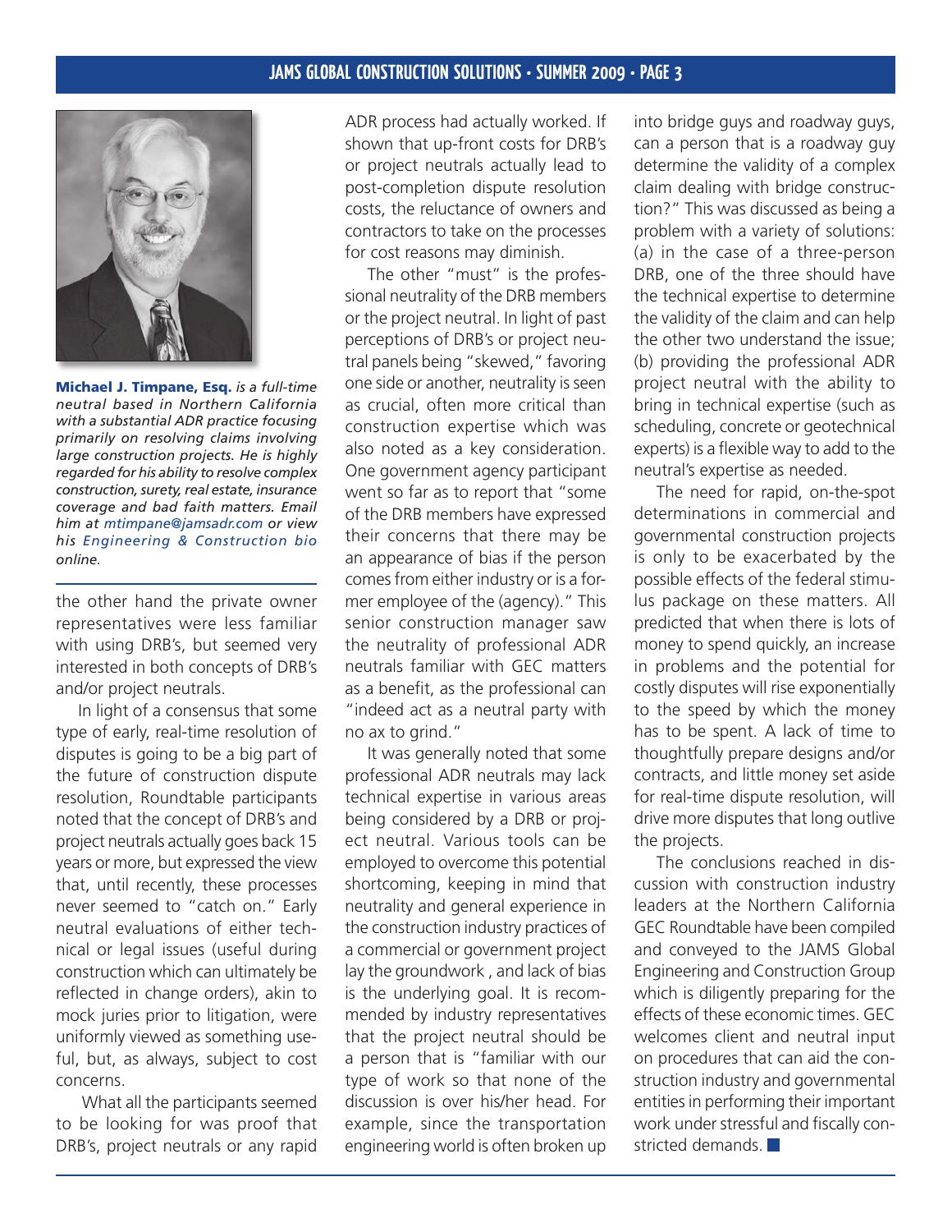**Michael J. Timpane, Esq.** *is a full-time neutral based in Northern California with a substantial ADR practice focusing primarily on resolving claims involving large construction projects. He is highly regarded for his ability to resolve complex construction, surety, real estate, insurance coverage and bad faith matters. Email him at mtimpane@jamsadr.com or view his Engineering & Construction bio online.*

the other hand the private owner representatives were less familiar with using DRB's, but seemed very interested in both concepts of DRB's and/or project neutrals.

In light of a consensus that some type of early, real-time resolution of disputes is going to be a big part of the future of construction dispute resolution, Roundtable participants noted that the concept of DRB's and project neutrals actually goes back 15 years or more, but expressed the view that, until recently, these processes never seemed to "catch on." Early neutral evaluations of either technical or legal issues (useful during construction which can ultimately be reflected in change orders), akin to mock juries prior to litigation, were uniformly viewed as something useful, but, as always, subject to cost concerns.

What all the participants seemed to be looking for was proof that DRB's, project neutrals or any rapid ADR process had actually worked. If shown that up-front costs for DRB's or project neutrals actually lead to post-completion dispute resolution costs, the reluctance of owners and contractors to take on the processes for cost reasons may diminish.

The other "must" is the professional neutrality of the DRB members or the project neutral. In light of past perceptions of DRB's or project neutral panels being "skewed," favoring one side or another, neutrality is seen as crucial, often more critical than construction expertise which was also noted as a key consideration. One government agency participant went so far as to report that "some of the DRB members have expressed their concerns that there may be an appearance of bias if the person comes from either industry or is a former employee of the (agency)." This senior construction manager saw the neutrality of professional ADR neutrals familiar with GEC matters as a benefit, as the professional can "indeed act as a neutral party with no ax to grind."

It was generally noted that some professional ADR neutrals may lack technical expertise in various areas being considered by a DRB or project neutral. Various tools can be employed to overcome this potential shortcoming, keeping in mind that neutrality and general experience in the construction industry practices of a commercial or government project lay the groundwork , and lack of bias is the underlying goal. It is recommended by industry representatives that the project neutral should be a person that is "familiar with our type of work so that none of the discussion is over his/her head. For example, since the transportation engineering world is often broken up into bridge guys and roadway guys, can a person that is a roadway guy determine the validity of a complex claim dealing with bridge construction?" This was discussed as being a problem with a variety of solutions: (a) in the case of a three-person DRB, one of the three should have the technical expertise to determine the validity of the claim and can help the other two understand the issue; (b) providing the professional ADR project neutral with the ability to bring in technical expertise (such as scheduling, concrete or geotechnical experts) is a flexible way to add to the neutral's expertise as needed.

The need for rapid, on-the-spot determinations in commercial and governmental construction projects is only to be exacerbated by the possible effects of the federal stimulus package on these matters. All predicted that when there is lots of money to spend quickly, an increase in problems and the potential for costly disputes will rise exponentially to the speed by which the money has to be spent. A lack of time to thoughtfully prepare designs and/or contracts, and little money set aside for real-time dispute resolution, will drive more disputes that long outlive the projects.

The conclusions reached in discussion with construction industry leaders at the Northern California GEC Roundtable have been compiled and conveyed to the JAMS Global Engineering and Construction Group which is diligently preparing for the effects of these economic times. GEC welcomes client and neutral input on procedures that can aid the construction industry and governmental entities in performing their important work under stressful and fiscally constricted demands. ■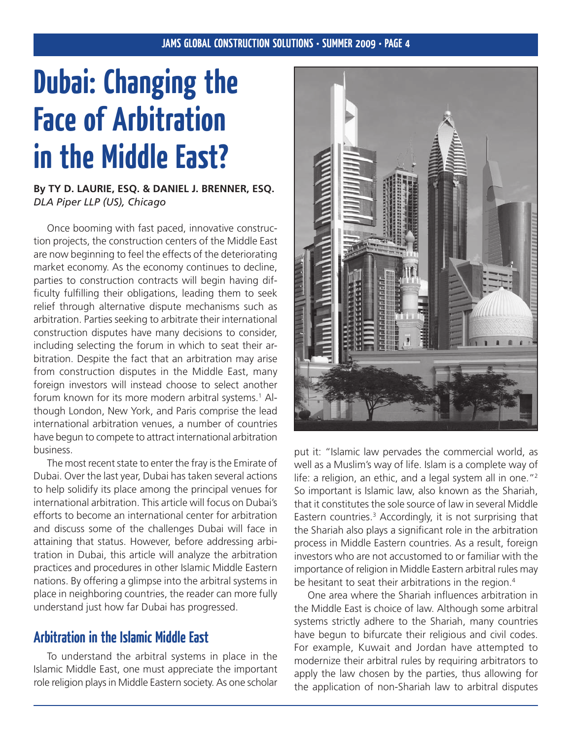# Dubai: Changing the Face of Arbitration in the Middle East?

**By TY D. LAURIE, ESQ. & DANIEL J. BRENNER, ESQ.**
*DLA Piper LLP (US), Chicago*

Once booming with fast paced, innovative construction projects, the construction centers of the Middle East are now beginning to feel the effects of the deteriorating market economy. As the economy continues to decline, parties to construction contracts will begin having difficulty fulfilling their obligations, leading them to seek relief through alternative dispute mechanisms such as arbitration. Parties seeking to arbitrate their international construction disputes have many decisions to consider, including selecting the forum in which to seat their arbitration. Despite the fact that an arbitration may arise from construction disputes in the Middle East, many foreign investors will instead choose to select another forum known for its more modern arbitral systems.[1] Although London, New York, and Paris comprise the lead international arbitration venues, a number of countries have begun to compete to attract international arbitration business.

The most recent state to enter the fray is the Emirate of Dubai. Over the last year, Dubai has taken several actions to help solidify its place among the principal venues for international arbitration. This article will focus on Dubai's efforts to become an international center for arbitration and discuss some of the challenges Dubai will face in attaining that status. However, before addressing arbitration in Dubai, this article will analyze the arbitration practices and procedures in other Islamic Middle Eastern nations. By offering a glimpse into the arbitral systems in place in neighboring countries, the reader can more fully understand just how far Dubai has progressed.

## Arbitration in the Islamic Middle East

To understand the arbitral systems in place in the Islamic Middle East, one must appreciate the important role religion plays in Middle Eastern society. As one scholar put it: "Islamic law pervades the commercial world, as well as a Muslim's way of life. Islam is a complete way of life: a religion, an ethic, and a legal system all in one."[2] So important is Islamic law, also known as the Shariah, that it constitutes the sole source of law in several Middle Eastern countries.[3] Accordingly, it is not surprising that the Shariah also plays a significant role in the arbitration process in Middle Eastern countries. As a result, foreign investors who are not accustomed to or familiar with the importance of religion in Middle Eastern arbitral rules may be hesitant to seat their arbitrations in the region.[4]

One area where the Shariah influences arbitration in the Middle East is choice of law. Although some arbitral systems strictly adhere to the Shariah, many countries have begun to bifurcate their religious and civil codes. For example, Kuwait and Jordan have attempted to modernize their arbitral rules by requiring arbitrators to apply the law chosen by the parties, thus allowing for the application of non-Shariah law to arbitral disputes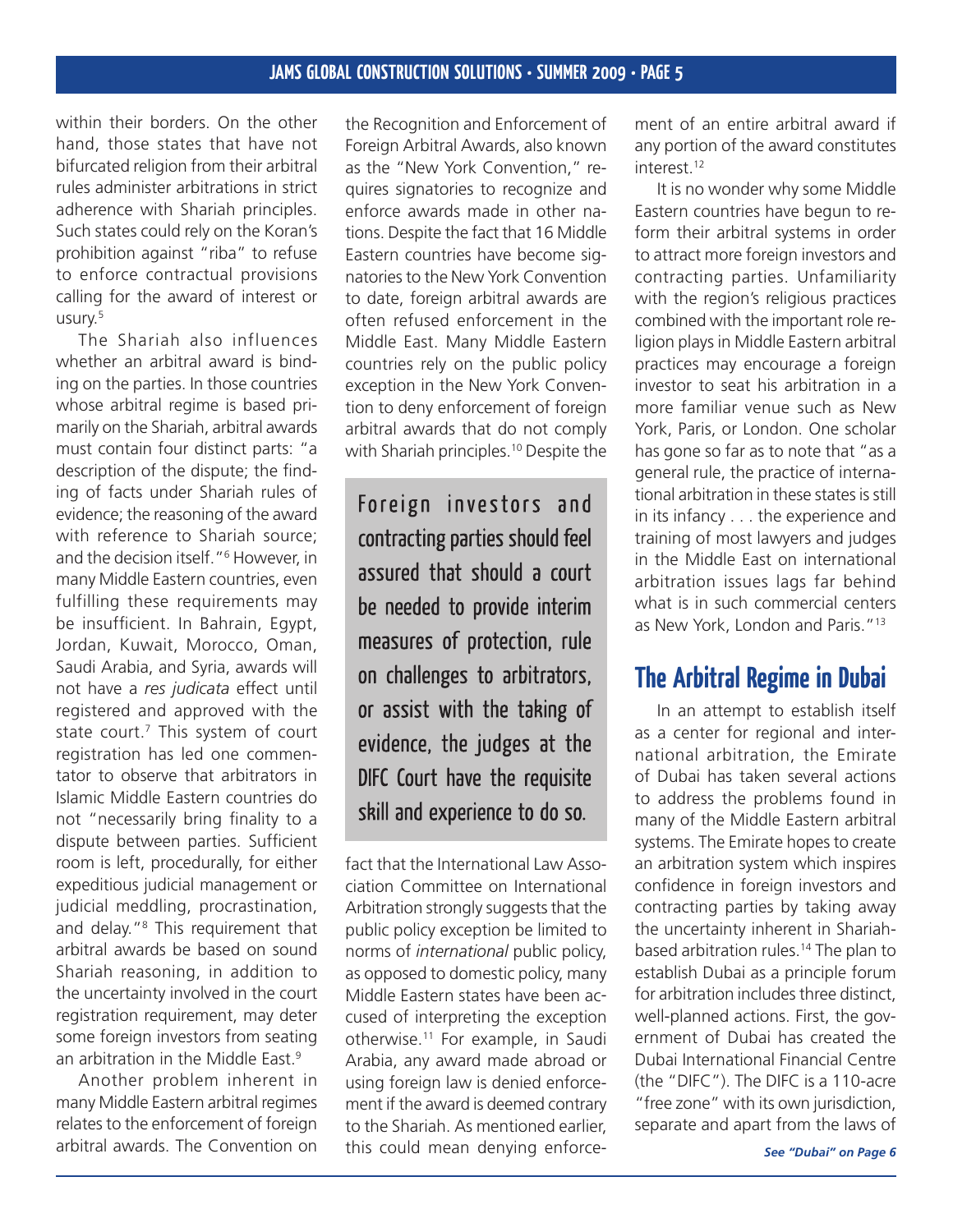within their borders. On the other hand, those states that have not bifurcated religion from their arbitral rules administer arbitrations in strict adherence with Shariah principles. Such states could rely on the Koran's prohibition against "riba" to refuse to enforce contractual provisions calling for the award of interest or usury.[5]

The Shariah also influences whether an arbitral award is binding on the parties. In those countries whose arbitral regime is based primarily on the Shariah, arbitral awards must contain four distinct parts: "a description of the dispute; the finding of facts under Shariah rules of evidence; the reasoning of the award with reference to Shariah source; and the decision itself."[6] However, in many Middle Eastern countries, even fulfilling these requirements may be insufficient. In Bahrain, Egypt, Jordan, Kuwait, Morocco, Oman, Saudi Arabia, and Syria, awards will not have a *res judicata* effect until registered and approved with the state court.[7] This system of court registration has led one commentator to observe that arbitrators in Islamic Middle Eastern countries do not "necessarily bring finality to a dispute between parties. Sufficient room is left, procedurally, for either expeditious judicial management or judicial meddling, procrastination, and delay."[8] This requirement that arbitral awards be based on sound Shariah reasoning, in addition to the uncertainty involved in the court registration requirement, may deter some foreign investors from seating an arbitration in the Middle East.[9]

Another problem inherent in many Middle Eastern arbitral regimes relates to the enforcement of foreign arbitral awards. The Convention on the Recognition and Enforcement of Foreign Arbitral Awards, also known as the "New York Convention," requires signatories to recognize and enforce awards made in other nations. Despite the fact that 16 Middle Eastern countries have become signatories to the New York Convention to date, foreign arbitral awards are often refused enforcement in the Middle East. Many Middle Eastern countries rely on the public policy exception in the New York Convention to deny enforcement of foreign arbitral awards that do not comply with Shariah principles.[10] Despite the fact that the International Law Association Committee on International Arbitration strongly suggests that the public policy exception be limited to norms of *international* public policy, as opposed to domestic policy, many Middle Eastern states have been accused of interpreting the exception otherwise.[11] For example, in Saudi Arabia, any award made abroad or using foreign law is denied enforcement if the award is deemed contrary to the Shariah. As mentioned earlier, this could mean denying enforcement of an entire arbitral award if any portion of the award constitutes interest.[12]

> Foreign investors and contracting parties should feel assured that should a court be needed to provide interim measures of protection, rule on challenges to arbitrators, or assist with the taking of evidence, the judges at the DIFC Court have the requisite skill and experience to do so.

It is no wonder why some Middle Eastern countries have begun to reform their arbitral systems in order to attract more foreign investors and contracting parties. Unfamiliarity with the region's religious practices combined with the important role religion plays in Middle Eastern arbitral practices may encourage a foreign investor to seat his arbitration in a more familiar venue such as New York, Paris, or London. One scholar has gone so far as to note that "as a general rule, the practice of international arbitration in these states is still in its infancy . . . the experience and training of most lawyers and judges in the Middle East on international arbitration issues lags far behind what is in such commercial centers as New York, London and Paris."[13]

## The Arbitral Regime in Dubai

In an attempt to establish itself as a center for regional and international arbitration, the Emirate of Dubai has taken several actions to address the problems found in many of the Middle Eastern arbitral systems. The Emirate hopes to create an arbitration system which inspires confidence in foreign investors and contracting parties by taking away the uncertainty inherent in Shariah-based arbitration rules.[14] The plan to establish Dubai as a principle forum for arbitration includes three distinct, well-planned actions. First, the government of Dubai has created the Dubai International Financial Centre (the "DIFC"). The DIFC is a 110-acre "free zone" with its own jurisdiction, separate and apart from the laws of

*See "Dubai" on Page 6*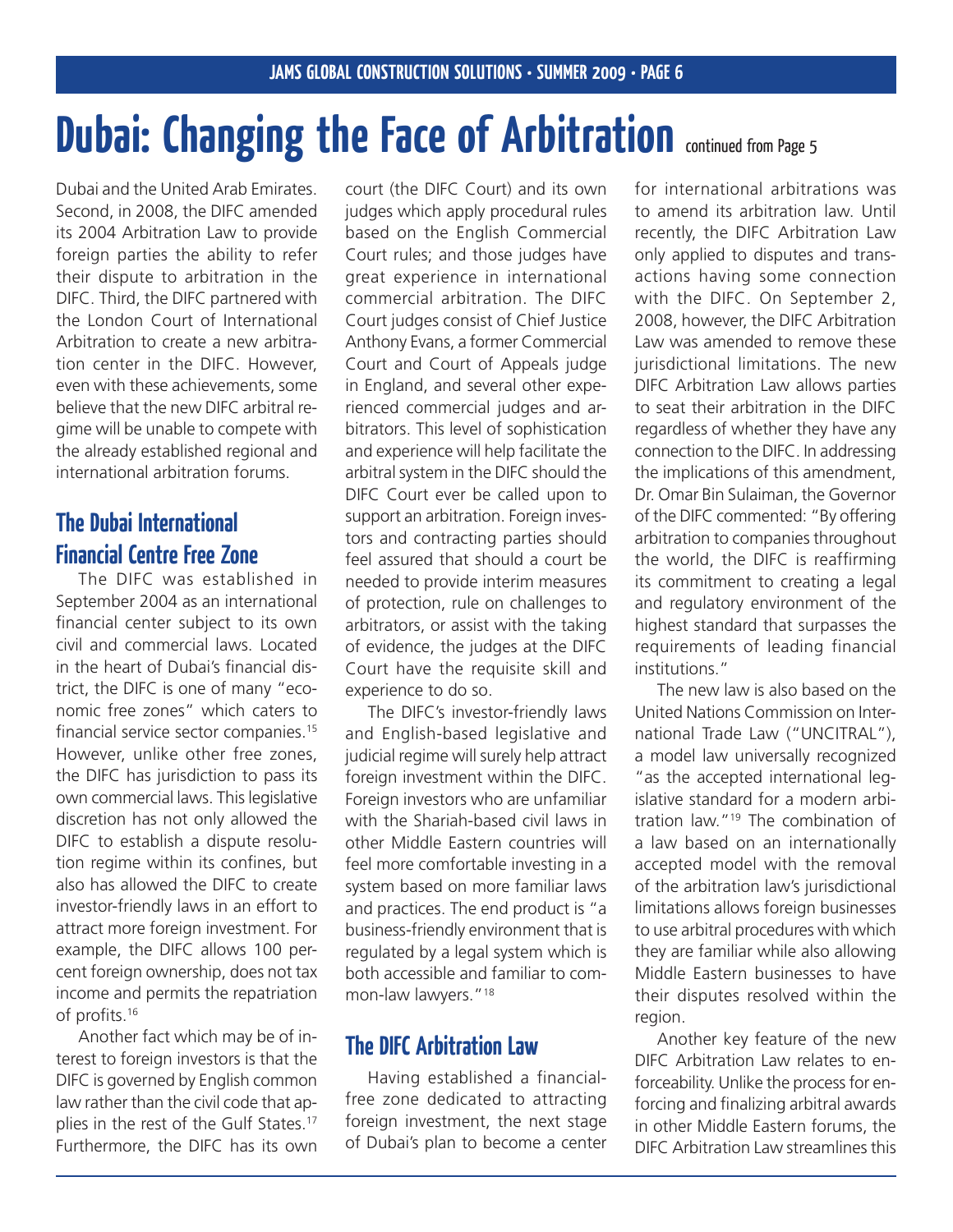# Dubai: Changing the Face of Arbitration continued from Page 5

Dubai and the United Arab Emirates. Second, in 2008, the DIFC amended its 2004 Arbitration Law to provide foreign parties the ability to refer their dispute to arbitration in the DIFC. Third, the DIFC partnered with the London Court of International Arbitration to create a new arbitration center in the DIFC. However, even with these achievements, some believe that the new DIFC arbitral regime will be unable to compete with the already established regional and international arbitration forums.

## The Dubai International Financial Centre Free Zone

The DIFC was established in September 2004 as an international financial center subject to its own civil and commercial laws. Located in the heart of Dubai's financial district, the DIFC is one of many "economic free zones" which caters to financial service sector companies.[15] However, unlike other free zones, the DIFC has jurisdiction to pass its own commercial laws. This legislative discretion has not only allowed the DIFC to establish a dispute resolution regime within its confines, but also has allowed the DIFC to create investor-friendly laws in an effort to attract more foreign investment. For example, the DIFC allows 100 percent foreign ownership, does not tax income and permits the repatriation of profits.[16]

Another fact which may be of interest to foreign investors is that the DIFC is governed by English common law rather than the civil code that applies in the rest of the Gulf States.[17] Furthermore, the DIFC has its own court (the DIFC Court) and its own judges which apply procedural rules based on the English Commercial Court rules; and those judges have great experience in international commercial arbitration. The DIFC Court judges consist of Chief Justice Anthony Evans, a former Commercial Court and Court of Appeals judge in England, and several other experienced commercial judges and arbitrators. This level of sophistication and experience will help facilitate the arbitral system in the DIFC should the DIFC Court ever be called upon to support an arbitration. Foreign investors and contracting parties should feel assured that should a court be needed to provide interim measures of protection, rule on challenges to arbitrators, or assist with the taking of evidence, the judges at the DIFC Court have the requisite skill and experience to do so.

The DIFC's investor-friendly laws and English-based legislative and judicial regime will surely help attract foreign investment within the DIFC. Foreign investors who are unfamiliar with the Shariah-based civil laws in other Middle Eastern countries will feel more comfortable investing in a system based on more familiar laws and practices. The end product is "a business-friendly environment that is regulated by a legal system which is both accessible and familiar to common-law lawyers."[18]

## The DIFC Arbitration Law

Having established a financial-free zone dedicated to attracting foreign investment, the next stage of Dubai's plan to become a center for international arbitrations was to amend its arbitration law. Until recently, the DIFC Arbitration Law only applied to disputes and transactions having some connection with the DIFC. On September 2, 2008, however, the DIFC Arbitration Law was amended to remove these jurisdictional limitations. The new DIFC Arbitration Law allows parties to seat their arbitration in the DIFC regardless of whether they have any connection to the DIFC. In addressing the implications of this amendment, Dr. Omar Bin Sulaiman, the Governor of the DIFC commented: "By offering arbitration to companies throughout the world, the DIFC is reaffirming its commitment to creating a legal and regulatory environment of the highest standard that surpasses the requirements of leading financial institutions."

The new law is also based on the United Nations Commission on International Trade Law ("UNCITRAL"), a model law universally recognized "as the accepted international legislative standard for a modern arbitration law."[19] The combination of a law based on an internationally accepted model with the removal of the arbitration law's jurisdictional limitations allows foreign businesses to use arbitral procedures with which they are familiar while also allowing Middle Eastern businesses to have their disputes resolved within the region.

Another key feature of the new DIFC Arbitration Law relates to enforceability. Unlike the process for enforcing and finalizing arbitral awards in other Middle Eastern forums, the DIFC Arbitration Law streamlines this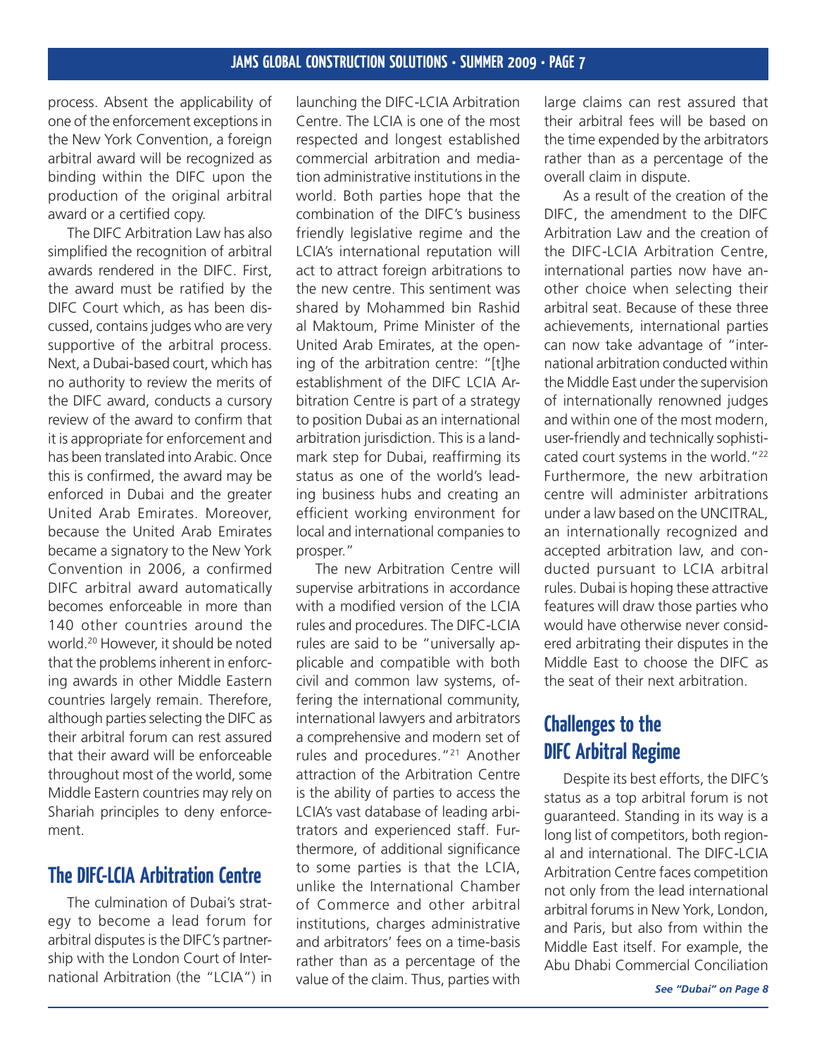process. Absent the applicability of one of the enforcement exceptions in the New York Convention, a foreign arbitral award will be recognized as binding within the DIFC upon the production of the original arbitral award or a certified copy.

The DIFC Arbitration Law has also simplified the recognition of arbitral awards rendered in the DIFC. First, the award must be ratified by the DIFC Court which, as has been discussed, contains judges who are very supportive of the arbitral process. Next, a Dubai-based court, which has no authority to review the merits of the DIFC award, conducts a cursory review of the award to confirm that it is appropriate for enforcement and has been translated into Arabic. Once this is confirmed, the award may be enforced in Dubai and the greater United Arab Emirates. Moreover, because the United Arab Emirates became a signatory to the New York Convention in 2006, a confirmed DIFC arbitral award automatically becomes enforceable in more than 140 other countries around the world.[20] However, it should be noted that the problems inherent in enforcing awards in other Middle Eastern countries largely remain. Therefore, although parties selecting the DIFC as their arbitral forum can rest assured that their award will be enforceable throughout most of the world, some Middle Eastern countries may rely on Shariah principles to deny enforcement.

## The DIFC-LCIA Arbitration Centre

The culmination of Dubai's strategy to become a lead forum for arbitral disputes is the DIFC's partnership with the London Court of International Arbitration (the "LCIA") in launching the DIFC-LCIA Arbitration Centre. The LCIA is one of the most respected and longest established commercial arbitration and mediation administrative institutions in the world. Both parties hope that the combination of the DIFC's business friendly legislative regime and the LCIA's international reputation will act to attract foreign arbitrations to the new centre. This sentiment was shared by Mohammed bin Rashid al Maktoum, Prime Minister of the United Arab Emirates, at the opening of the arbitration centre: "[t]he establishment of the DIFC LCIA Arbitration Centre is part of a strategy to position Dubai as an international arbitration jurisdiction. This is a landmark step for Dubai, reaffirming its status as one of the world's leading business hubs and creating an efficient working environment for local and international companies to prosper."

The new Arbitration Centre will supervise arbitrations in accordance with a modified version of the LCIA rules and procedures. The DIFC-LCIA rules are said to be "universally applicable and compatible with both civil and common law systems, offering the international community, international lawyers and arbitrators a comprehensive and modern set of rules and procedures."[21] Another attraction of the Arbitration Centre is the ability of parties to access the LCIA's vast database of leading arbitrators and experienced staff. Furthermore, of additional significance to some parties is that the LCIA, unlike the International Chamber of Commerce and other arbitral institutions, charges administrative and arbitrators' fees on a time-basis rather than as a percentage of the value of the claim. Thus, parties with large claims can rest assured that their arbitral fees will be based on the time expended by the arbitrators rather than as a percentage of the overall claim in dispute.

As a result of the creation of the DIFC, the amendment to the DIFC Arbitration Law and the creation of the DIFC-LCIA Arbitration Centre, international parties now have another choice when selecting their arbitral seat. Because of these three achievements, international parties can now take advantage of "international arbitration conducted within the Middle East under the supervision of internationally renowned judges and within one of the most modern, user-friendly and technically sophisticated court systems in the world."[22] Furthermore, the new arbitration centre will administer arbitrations under a law based on the UNCITRAL, an internationally recognized and accepted arbitration law, and conducted pursuant to LCIA arbitral rules. Dubai is hoping these attractive features will draw those parties who would have otherwise never considered arbitrating their disputes in the Middle East to choose the DIFC as the seat of their next arbitration.

## Challenges to the DIFC Arbitral Regime

Despite its best efforts, the DIFC's status as a top arbitral forum is not guaranteed. Standing in its way is a long list of competitors, both regional and international. The DIFC-LCIA Arbitration Centre faces competition not only from the lead international arbitral forums in New York, London, and Paris, but also from within the Middle East itself. For example, the Abu Dhabi Commercial Conciliation

*See "Dubai" on Page 8*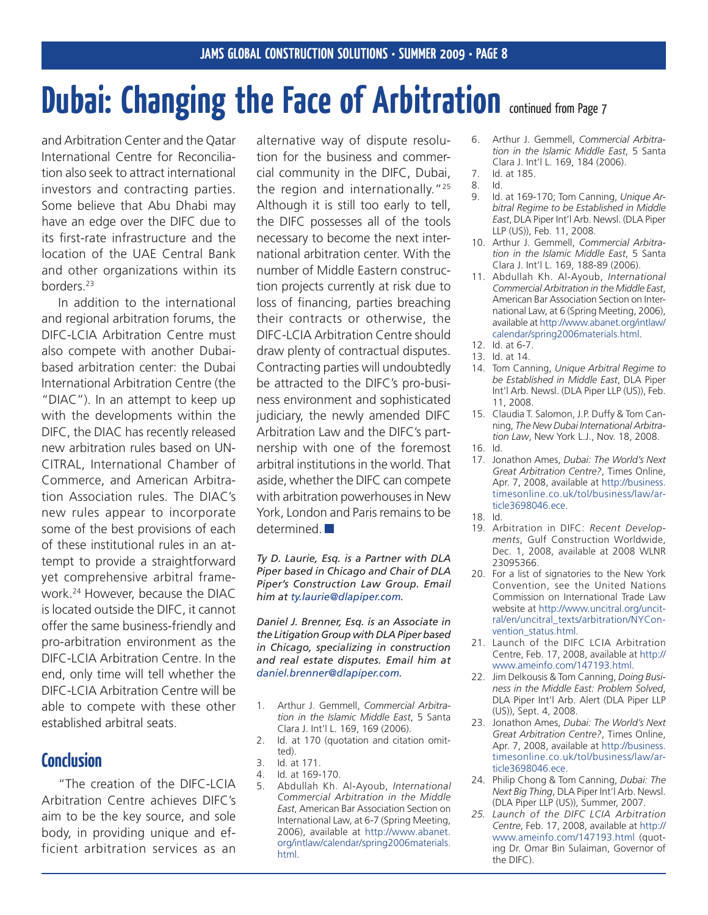# Dubai: Changing the Face of Arbitration continued from Page 7

and Arbitration Center and the Qatar International Centre for Reconciliation also seek to attract international investors and contracting parties. Some believe that Abu Dhabi may have an edge over the DIFC due to its first-rate infrastructure and the location of the UAE Central Bank and other organizations within its borders.[23]

In addition to the international and regional arbitration forums, the DIFC-LCIA Arbitration Centre must also compete with another Dubai-based arbitration center: the Dubai International Arbitration Centre (the "DIAC"). In an attempt to keep up with the developments within the DIFC, the DIAC has recently released new arbitration rules based on UNCITRAL, International Chamber of Commerce, and American Arbitration Association rules. The DIAC's new rules appear to incorporate some of the best provisions of each of these institutional rules in an attempt to provide a straightforward yet comprehensive arbitral framework.[24] However, because the DIAC is located outside the DIFC, it cannot offer the same business-friendly and pro-arbitration environment as the DIFC-LCIA Arbitration Centre. In the end, only time will tell whether the DIFC-LCIA Arbitration Centre will be able to compete with these other established arbitral seats.

## Conclusion

"The creation of the DIFC-LCIA Arbitration Centre achieves DIFC's aim to be the key source, and sole body, in providing unique and efficient arbitration services as an alternative way of dispute resolution for the business and commercial community in the DIFC, Dubai, the region and internationally."[25] Although it is still too early to tell, the DIFC possesses all of the tools necessary to become the next international arbitration center. With the number of Middle Eastern construction projects currently at risk due to loss of financing, parties breaching their contracts or otherwise, the DIFC-LCIA Arbitration Centre should draw plenty of contractual disputes. Contracting parties will undoubtedly be attracted to the DIFC's pro-business environment and sophisticated judiciary, the newly amended DIFC Arbitration Law and the DIFC's partnership with one of the foremost arbitral institutions in the world. That aside, whether the DIFC can compete with arbitration powerhouses in New York, London and Paris remains to be determined. ■

*Ty D. Laurie, Esq. is a Partner with DLA Piper based in Chicago and Chair of DLA Piper's Construction Law Group. Email him at ty.laurie@dlapiper.com.*

*Daniel J. Brenner, Esq. is an Associate in the Litigation Group with DLA Piper based in Chicago, specializing in construction and real estate disputes. Email him at daniel.brenner@dlapiper.com.*

1. Arthur J. Gemmell, *Commercial Arbitration in the Islamic Middle East*, 5 Santa Clara J. Int'l L. 169, 169 (2006).
2. Id. at 170 (quotation and citation omitted).
3. Id. at 171.
4. Id. at 169-170.
5. Abdullah Kh. Al-Ayoub, *International Commercial Arbitration in the Middle East*, American Bar Association Section on International Law, at 6-7 (Spring Meeting, 2006), available at http://www.abanet.org/intlaw/calendar/spring2006materials.html.
6. Arthur J. Gemmell, *Commercial Arbitration in the Islamic Middle East*, 5 Santa Clara J. Int'l L. 169, 184 (2006).
7. Id. at 185.
8. Id.
9. Id. at 169-170; Tom Canning, *Unique Arbitral Regime to be Established in Middle East*, DLA Piper Int'l Arb. Newsl. (DLA Piper LLP (US)), Feb. 11, 2008.
10. Arthur J. Gemmell, *Commercial Arbitration in the Islamic Middle East*, 5 Santa Clara J. Int'l L. 169, 188-89 (2006).
11. Abdullah Kh. Al-Ayoub, *International Commercial Arbitration in the Middle East*, American Bar Association Section on International Law, at 6 (Spring Meeting, 2006), available at http://www.abanet.org/intlaw/calendar/spring2006materials.html.
12. Id. at 6-7.
13. Id. at 14.
14. Tom Canning, *Unique Arbitral Regime to be Established in Middle East*, DLA Piper Int'l Arb. Newsl. (DLA Piper LLP (US)), Feb. 11, 2008.
15. Claudia T. Salomon, J.P. Duffy & Tom Canning, *The New Dubai International Arbitration Law*, New York L.J., Nov. 18, 2008.
16. Id.
17. Jonathon Ames, *Dubai: The World's Next Great Arbitration Centre?*, Times Online, Apr. 7, 2008, available at http://business.timesonline.co.uk/tol/business/law/article3698046.ece.
18. Id.
19. Arbitration in DIFC: *Recent Developments*, Gulf Construction Worldwide, Dec. 1, 2008, available at 2008 WLNR 23095366.
20. For a list of signatories to the New York Convention, see the United Nations Commission on International Trade Law website at http://www.uncitral.org/uncitral/en/uncitral_texts/arbitration/NYConvention_status.html.
21. Launch of the DIFC LCIA Arbitration Centre, Feb. 17, 2008, available at http://www.ameinfo.com/147193.html.
22. Jim Delkousis & Tom Canning, *Doing Business in the Middle East: Problem Solved*, DLA Piper Int'l Arb. Alert (DLA Piper LLP (US)), Sept. 4, 2008.
23. Jonathon Ames, *Dubai: The World's Next Great Arbitration Centre?*, Times Online, Apr. 7, 2008, available at http://business.timesonline.co.uk/tol/business/law/article3698046.ece.
24. Philip Chong & Tom Canning, *Dubai: The Next Big Thing*, DLA Piper Int'l Arb. Newsl. (DLA Piper LLP (US)), Summer, 2007.
25. *Launch of the DIFC LCIA Arbitration Centre*, Feb. 17, 2008, available at http://www.ameinfo.com/147193.html (quoting Dr. Omar Bin Sulaiman, Governor of the DIFC).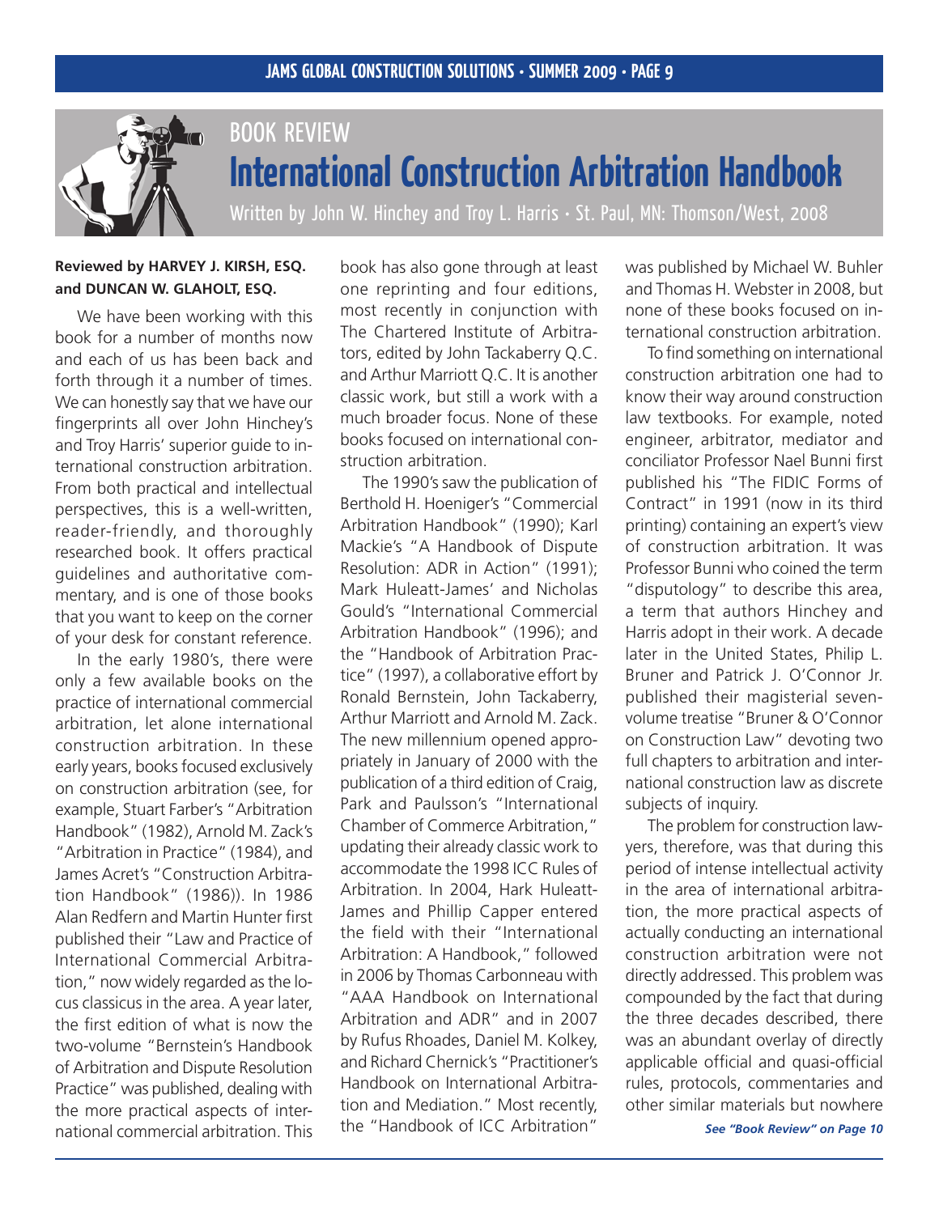BOOK REVIEW

# International Construction Arbitration Handbook

Written by John W. Hinchey and Troy L. Harris • St. Paul, MN: Thomson/West, 2008

**Reviewed by HARVEY J. KIRSH, ESQ. and DUNCAN W. GLAHOLT, ESQ.**

We have been working with this book for a number of months now and each of us has been back and forth through it a number of times. We can honestly say that we have our fingerprints all over John Hinchey's and Troy Harris' superior guide to international construction arbitration. From both practical and intellectual perspectives, this is a well-written, reader-friendly, and thoroughly researched book. It offers practical guidelines and authoritative commentary, and is one of those books that you want to keep on the corner of your desk for constant reference.

In the early 1980's, there were only a few available books on the practice of international commercial arbitration, let alone international construction arbitration. In these early years, books focused exclusively on construction arbitration (see, for example, Stuart Farber's "Arbitration Handbook" (1982), Arnold M. Zack's "Arbitration in Practice" (1984), and James Acret's "Construction Arbitration Handbook" (1986)). In 1986 Alan Redfern and Martin Hunter first published their "Law and Practice of International Commercial Arbitration," now widely regarded as the locus classicus in the area. A year later, the first edition of what is now the two-volume "Bernstein's Handbook of Arbitration and Dispute Resolution Practice" was published, dealing with the more practical aspects of international commercial arbitration. This book has also gone through at least one reprinting and four editions, most recently in conjunction with The Chartered Institute of Arbitrators, edited by John Tackaberry Q.C. and Arthur Marriott Q.C. It is another classic work, but still a work with a much broader focus. None of these books focused on international construction arbitration.

The 1990's saw the publication of Berthold H. Hoeniger's "Commercial Arbitration Handbook" (1990); Karl Mackie's "A Handbook of Dispute Resolution: ADR in Action" (1991); Mark Huleatt-James' and Nicholas Gould's "International Commercial Arbitration Handbook" (1996); and the "Handbook of Arbitration Practice" (1997), a collaborative effort by Ronald Bernstein, John Tackaberry, Arthur Marriott and Arnold M. Zack. The new millennium opened appropriately in January of 2000 with the publication of a third edition of Craig, Park and Paulsson's "International Chamber of Commerce Arbitration," updating their already classic work to accommodate the 1998 ICC Rules of Arbitration. In 2004, Hark Huleatt-James and Phillip Capper entered the field with their "International Arbitration: A Handbook," followed in 2006 by Thomas Carbonneau with "AAA Handbook on International Arbitration and ADR" and in 2007 by Rufus Rhoades, Daniel M. Kolkey, and Richard Chernick's "Practitioner's Handbook on International Arbitration and Mediation." Most recently, the "Handbook of ICC Arbitration" was published by Michael W. Buhler and Thomas H. Webster in 2008, but none of these books focused on international construction arbitration.

To find something on international construction arbitration one had to know their way around construction law textbooks. For example, noted engineer, arbitrator, mediator and conciliator Professor Nael Bunni first published his "The FIDIC Forms of Contract" in 1991 (now in its third printing) containing an expert's view of construction arbitration. It was Professor Bunni who coined the term "disputology" to describe this area, a term that authors Hinchey and Harris adopt in their work. A decade later in the United States, Philip L. Bruner and Patrick J. O'Connor Jr. published their magisterial seven-volume treatise "Bruner & O'Connor on Construction Law" devoting two full chapters to arbitration and international construction law as discrete subjects of inquiry.

The problem for construction lawyers, therefore, was that during this period of intense intellectual activity in the area of international arbitration, the more practical aspects of actually conducting an international construction arbitration were not directly addressed. This problem was compounded by the fact that during the three decades described, there was an abundant overlay of directly applicable official and quasi-official rules, protocols, commentaries and other similar materials but nowhere

*See "Book Review" on Page 10*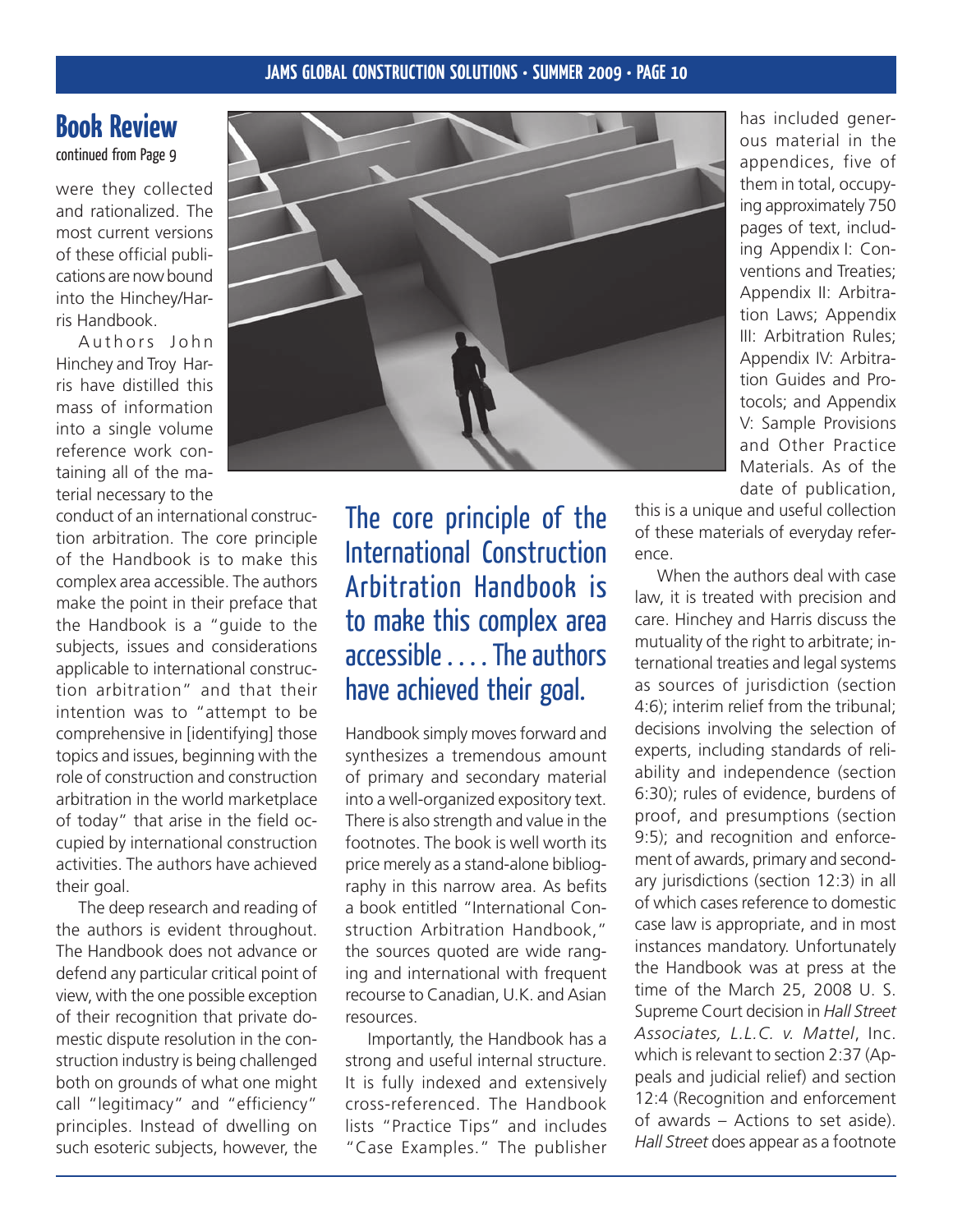## Book Review

continued from Page 9

were they collected and rationalized. The most current versions of these official publications are now bound into the Hinchey/Harris Handbook.

Authors John Hinchey and Troy Harris have distilled this mass of information into a single volume reference work containing all of the material necessary to the conduct of an international construction arbitration. The core principle of the Handbook is to make this complex area accessible. The authors make the point in their preface that the Handbook is a "guide to the subjects, issues and considerations applicable to international construction arbitration" and that their intention was to "attempt to be comprehensive in [identifying] those topics and issues, beginning with the role of construction and construction arbitration in the world marketplace of today" that arise in the field occupied by international construction activities. The authors have achieved their goal.

The deep research and reading of the authors is evident throughout. The Handbook does not advance or defend any particular critical point of view, with the one possible exception of their recognition that private domestic dispute resolution in the construction industry is being challenged both on grounds of what one might call "legitimacy" and "efficiency" principles. Instead of dwelling on such esoteric subjects, however, the Handbook simply moves forward and synthesizes a tremendous amount of primary and secondary material into a well-organized expository text. There is also strength and value in the footnotes. The book is well worth its price merely as a stand-alone bibliography in this narrow area. As befits a book entitled "International Construction Arbitration Handbook," the sources quoted are wide ranging and international with frequent recourse to Canadian, U.K. and Asian resources.

> The core principle of the International Construction Arbitration Handbook is to make this complex area accessible . . . . The authors have achieved their goal.

Importantly, the Handbook has a strong and useful internal structure. It is fully indexed and extensively cross-referenced. The Handbook lists "Practice Tips" and includes "Case Examples." The publisher has included generous material in the appendices, five of them in total, occupying approximately 750 pages of text, including Appendix I: Conventions and Treaties; Appendix II: Arbitration Laws; Appendix III: Arbitration Rules; Appendix IV: Arbitration Guides and Protocols; and Appendix V: Sample Provisions and Other Practice Materials. As of the date of publication, this is a unique and useful collection of these materials of everyday reference.

When the authors deal with case law, it is treated with precision and care. Hinchey and Harris discuss the mutuality of the right to arbitrate; international treaties and legal systems as sources of jurisdiction (section 4:6); interim relief from the tribunal; decisions involving the selection of experts, including standards of reliability and independence (section 6:30); rules of evidence, burdens of proof, and presumptions (section 9:5); and recognition and enforcement of awards, primary and secondary jurisdictions (section 12:3) in all of which cases reference to domestic case law is appropriate, and in most instances mandatory. Unfortunately the Handbook was at press at the time of the March 25, 2008 U. S. Supreme Court decision in *Hall Street Associates, L.L.C. v. Mattel*, Inc. which is relevant to section 2:37 (Appeals and judicial relief) and section 12:4 (Recognition and enforcement of awards – Actions to set aside). *Hall Street* does appear as a footnote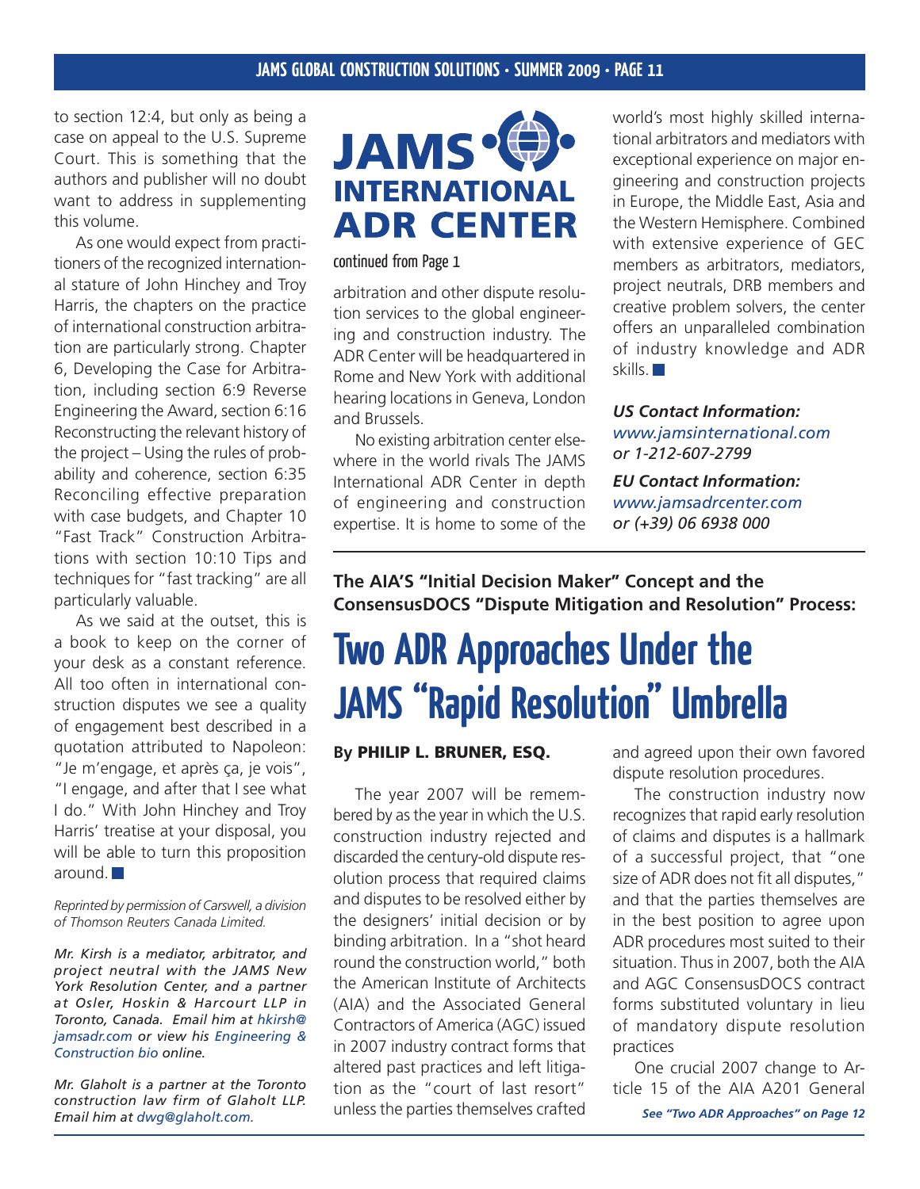to section 12:4, but only as being a case on appeal to the U.S. Supreme Court. This is something that the authors and publisher will no doubt want to address in supplementing this volume.

As one would expect from practitioners of the recognized international stature of John Hinchey and Troy Harris, the chapters on the practice of international construction arbitration are particularly strong. Chapter 6, Developing the Case for Arbitration, including section 6:9 Reverse Engineering the Award, section 6:16 Reconstructing the relevant history of the project – Using the rules of probability and coherence, section 6:35 Reconciling effective preparation with case budgets, and Chapter 10 "Fast Track" Construction Arbitrations with section 10:10 Tips and techniques for "fast tracking" are all particularly valuable.

As we said at the outset, this is a book to keep on the corner of your desk as a constant reference. All too often in international construction disputes we see a quality of engagement best described in a quotation attributed to Napoleon: "Je m'engage, et après ça, je vois", "I engage, and after that I see what I do." With John Hinchey and Troy Harris' treatise at your disposal, you will be able to turn this proposition around.

*Reprinted by permission of Carswell, a division of Thomson Reuters Canada Limited.*

*Mr. Kirsh is a mediator, arbitrator, and project neutral with the JAMS New York Resolution Center, and a partner at Osler, Hoskin & Harcourt LLP in Toronto, Canada. Email him at hkirsh@jamsadr.com or view his Engineering & Construction bio online.*

*Mr. Glaholt is a partner at the Toronto construction law firm of Glaholt LLP. Email him at dwg@glaholt.com.*

# JAMS INTERNATIONAL ADR CENTER

continued from Page 1

arbitration and other dispute resolution services to the global engineering and construction industry. The ADR Center will be headquartered in Rome and New York with additional hearing locations in Geneva, London and Brussels.

No existing arbitration center elsewhere in the world rivals The JAMS International ADR Center in depth of engineering and construction expertise. It is home to some of the world's most highly skilled international arbitrators and mediators with exceptional experience on major engineering and construction projects in Europe, the Middle East, Asia and the Western Hemisphere. Combined with extensive experience of GEC members as arbitrators, mediators, project neutrals, DRB members and creative problem solvers, the center offers an unparalleled combination of industry knowledge and ADR skills.

***US Contact Information:***
*www.jamsinternational.com*
*or 1-212-607-2799*

***EU Contact Information:***
*www.jamsadrcenter.com*
*or (+39) 06 6938 000*

**The AIA'S "Initial Decision Maker" Concept and the ConsensusDOCS "Dispute Mitigation and Resolution" Process:**

# Two ADR Approaches Under the JAMS "Rapid Resolution" Umbrella

**By PHILIP L. BRUNER, ESQ.**

The year 2007 will be remembered by as the year in which the U.S. construction industry rejected and discarded the century-old dispute resolution process that required claims and disputes to be resolved either by the designers' initial decision or by binding arbitration. In a "shot heard round the construction world," both the American Institute of Architects (AIA) and the Associated General Contractors of America (AGC) issued in 2007 industry contract forms that altered past practices and left litigation as the "court of last resort" unless the parties themselves crafted and agreed upon their own favored dispute resolution procedures.

The construction industry now recognizes that rapid early resolution of claims and disputes is a hallmark of a successful project, that "one size of ADR does not fit all disputes," and that the parties themselves are in the best position to agree upon ADR procedures most suited to their situation. Thus in 2007, both the AIA and AGC ConsensusDOCS contract forms substituted voluntary in lieu of mandatory dispute resolution practices

One crucial 2007 change to Article 15 of the AIA A201 General

***See "Two ADR Approaches" on Page 12***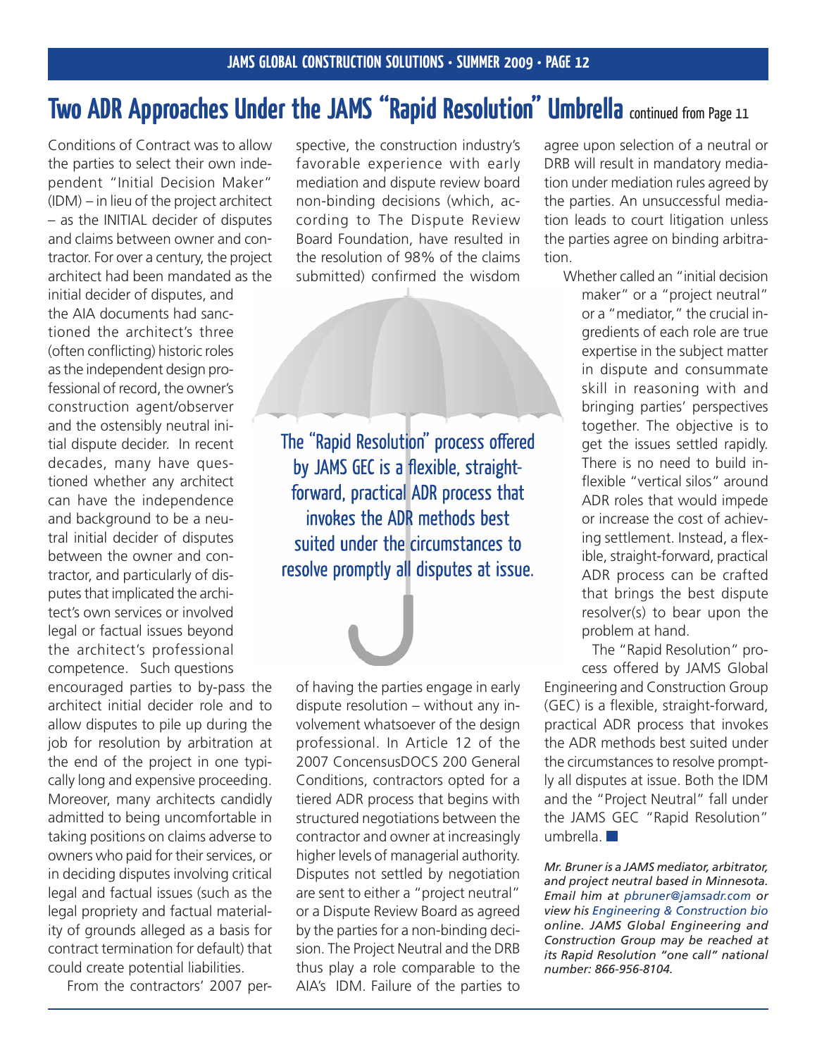# Two ADR Approaches Under the JAMS "Rapid Resolution" Umbrella continued from Page 11

Conditions of Contract was to allow the parties to select their own independent "Initial Decision Maker" (IDM) – in lieu of the project architect – as the INITIAL decider of disputes and claims between owner and contractor. For over a century, the project architect had been mandated as the initial decider of disputes, and the AIA documents had sanctioned the architect's three (often conflicting) historic roles as the independent design professional of record, the owner's construction agent/observer and the ostensibly neutral initial dispute decider. In recent decades, many have questioned whether any architect can have the independence and background to be a neutral initial decider of disputes between the owner and contractor, and particularly of disputes that implicated the architect's own services or involved legal or factual issues beyond the architect's professional competence. Such questions encouraged parties to by-pass the architect initial decider role and to allow disputes to pile up during the job for resolution by arbitration at the end of the project in one typically long and expensive proceeding. Moreover, many architects candidly admitted to being uncomfortable in taking positions on claims adverse to owners who paid for their services, or in deciding disputes involving critical legal and factual issues (such as the legal propriety and factual materiality of grounds alleged as a basis for contract termination for default) that could create potential liabilities.

From the contractors' 2007 perspective, the construction industry's favorable experience with early mediation and dispute review board non-binding decisions (which, according to The Dispute Review Board Foundation, have resulted in the resolution of 98% of the claims submitted) confirmed the wisdom of having the parties engage in early dispute resolution – without any involvement whatsoever of the design professional. In Article 12 of the 2007 ConcensusDOCS 200 General Conditions, contractors opted for a tiered ADR process that begins with structured negotiations between the contractor and owner at increasingly higher levels of managerial authority. Disputes not settled by negotiation are sent to either a "project neutral" or a Dispute Review Board as agreed by the parties for a non-binding decision. The Project Neutral and the DRB thus play a role comparable to the AIA's IDM. Failure of the parties to agree upon selection of a neutral or DRB will result in mandatory mediation under mediation rules agreed by the parties. An unsuccessful mediation leads to court litigation unless the parties agree on binding arbitration.

> The "Rapid Resolution" process offered by JAMS GEC is a flexible, straight-forward, practical ADR process that invokes the ADR methods best suited under the circumstances to resolve promptly all disputes at issue.

Whether called an "initial decision maker" or a "project neutral" or a "mediator," the crucial ingredients of each role are true expertise in the subject matter in dispute and consummate skill in reasoning with and bringing parties' perspectives together. The objective is to get the issues settled rapidly. There is no need to build inflexible "vertical silos" around ADR roles that would impede or increase the cost of achieving settlement. Instead, a flexible, straight-forward, practical ADR process can be crafted that brings the best dispute resolver(s) to bear upon the problem at hand.

The "Rapid Resolution" process offered by JAMS Global Engineering and Construction Group (GEC) is a flexible, straight-forward, practical ADR process that invokes the ADR methods best suited under the circumstances to resolve promptly all disputes at issue. Both the IDM and the "Project Neutral" fall under the JAMS GEC "Rapid Resolution" umbrella. ■

*Mr. Bruner is a JAMS mediator, arbitrator, and project neutral based in Minnesota. Email him at pbruner@jamsadr.com or view his Engineering & Construction bio online. JAMS Global Engineering and Construction Group may be reached at its Rapid Resolution "one call" national number: 866-956-8104.*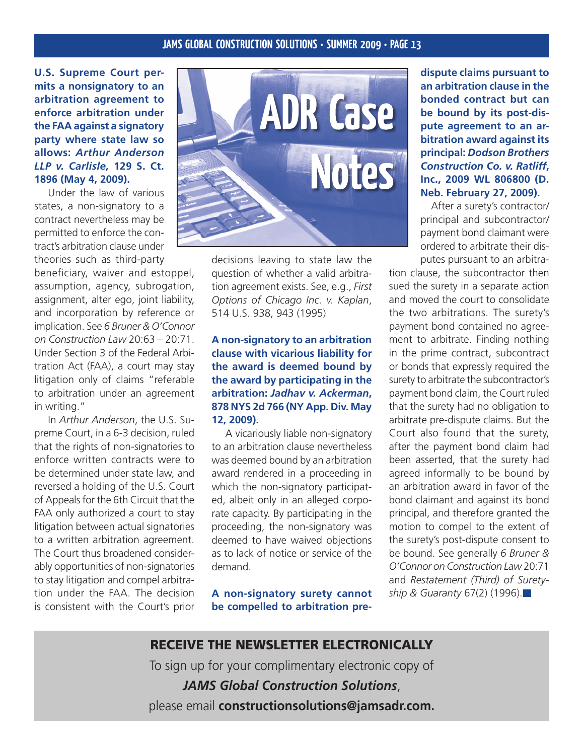# ADR Case Notes

**U.S. Supreme Court permits a nonsignatory to an arbitration agreement to enforce arbitration under the FAA against a signatory party where state law so allows: *Arthur Anderson LLP v. Carlisle,* 129 S. Ct. 1896 (May 4, 2009).**

Under the law of various states, a non-signatory to a contract nevertheless may be permitted to enforce the contract's arbitration clause under theories such as third-party beneficiary, waiver and estoppel, assumption, agency, subrogation, assignment, alter ego, joint liability, and incorporation by reference or implication. See *6 Bruner & O'Connor on Construction Law* 20:63 – 20:71. Under Section 3 of the Federal Arbitration Act (FAA), a court may stay litigation only of claims "referable to arbitration under an agreement in writing."

In *Arthur Anderson*, the U.S. Supreme Court, in a 6-3 decision, ruled that the rights of non-signatories to enforce written contracts were to be determined under state law, and reversed a holding of the U.S. Court of Appeals for the 6th Circuit that the FAA only authorized a court to stay litigation between actual signatories to a written arbitration agreement. The Court thus broadened considerably opportunities of non-signatories to stay litigation and compel arbitration under the FAA. The decision is consistent with the Court's prior decisions leaving to state law the question of whether a valid arbitration agreement exists. See, e.g., *First Options of Chicago Inc. v. Kaplan*, 514 U.S. 938, 943 (1995)

**A non-signatory to an arbitration clause with vicarious liability for the award is deemed bound by the award by participating in the arbitration: *Jadhav v. Ackerman*, 878 NYS 2d 766 (NY App. Div. May 12, 2009).**

A vicariously liable non-signatory to an arbitration clause nevertheless was deemed bound by an arbitration award rendered in a proceeding in which the non-signatory participated, albeit only in an alleged corporate capacity. By participating in the proceeding, the non-signatory was deemed to have waived objections as to lack of notice or service of the demand.

**A non-signatory surety cannot be compelled to arbitration pre-dispute claims pursuant to an arbitration clause in the bonded contract but can be bound by its post-dispute agreement to an arbitration award against its principal: *Dodson Brothers Construction Co. v. Ratliff*, Inc., 2009 WL 806800 (D. Neb. February 27, 2009).**

After a surety's contractor/principal and subcontractor/payment bond claimant were ordered to arbitrate their disputes pursuant to an arbitration clause, the subcontractor then sued the surety in a separate action and moved the court to consolidate the two arbitrations. The surety's payment bond contained no agreement to arbitrate. Finding nothing in the prime contract, subcontract or bonds that expressly required the surety to arbitrate the subcontractor's payment bond claim, the Court ruled that the surety had no obligation to arbitrate pre-dispute claims. But the Court also found that the surety, after the payment bond claim had been asserted, that the surety had agreed informally to be bound by an arbitration award in favor of the bond claimant and against its bond principal, and therefore granted the motion to compel to the extent of the surety's post-dispute consent to be bound. See generally *6 Bruner & O'Connor on Construction Law* 20:71 and *Restatement (Third) of Suretyship & Guaranty* 67(2) (1996).

**RECEIVE THE NEWSLETTER ELECTRONICALLY**

To sign up for your complimentary electronic copy of ***JAMS Global Construction Solutions***, please email **constructionsolutions@jamsadr.com.**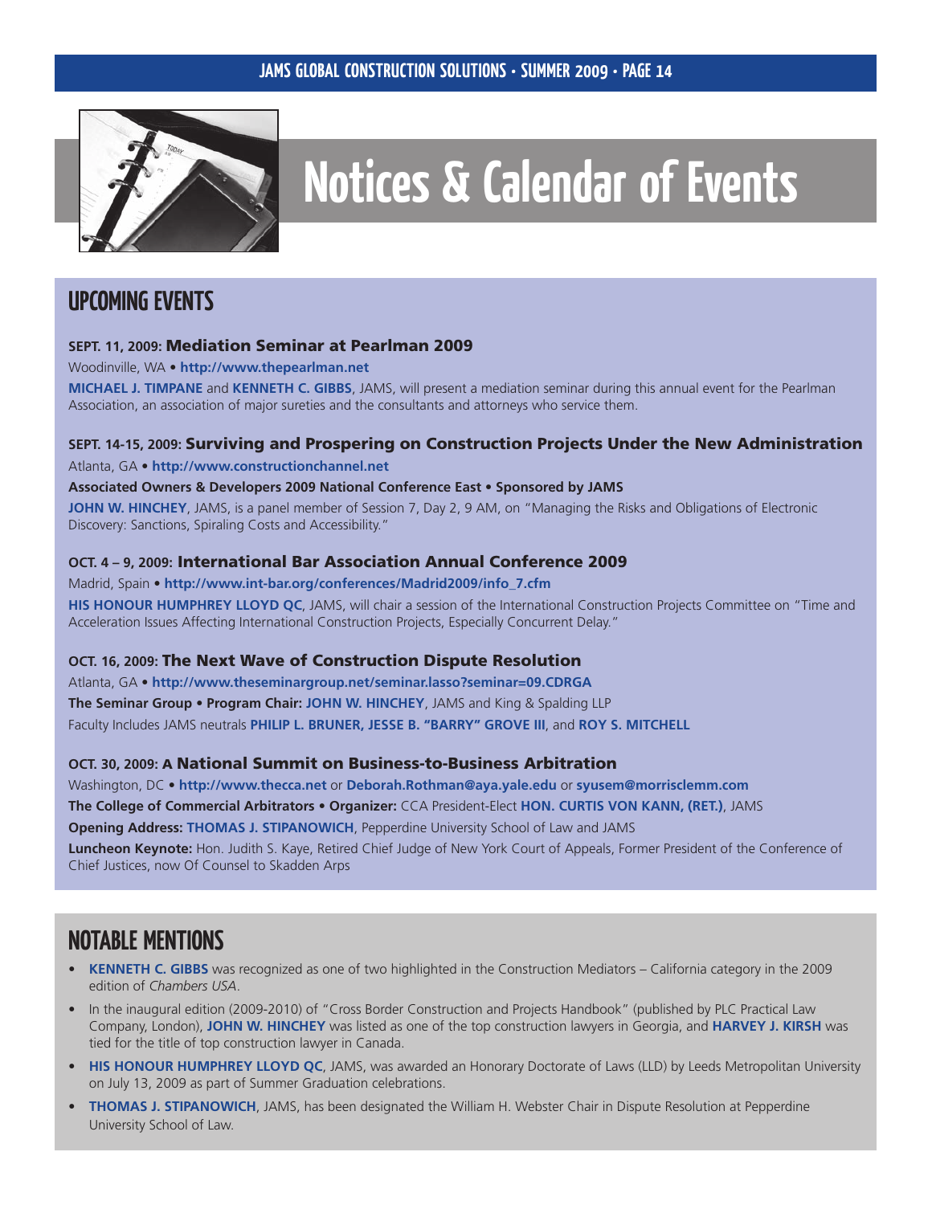# Notices & Calendar of Events

## UPCOMING EVENTS

### SEPT. 11, 2009: Mediation Seminar at Pearlman 2009

Woodinville, WA • **http://www.thepearlman.net**

**MICHAEL J. TIMPANE** and **KENNETH C. GIBBS**, JAMS, will present a mediation seminar during this annual event for the Pearlman Association, an association of major sureties and the consultants and attorneys who service them.

### SEPT. 14-15, 2009: Surviving and Prospering on Construction Projects Under the New Administration

Atlanta, GA • **http://www.constructionchannel.net**

**Associated Owners & Developers 2009 National Conference East • Sponsored by JAMS**

**JOHN W. HINCHEY**, JAMS, is a panel member of Session 7, Day 2, 9 AM, on "Managing the Risks and Obligations of Electronic Discovery: Sanctions, Spiraling Costs and Accessibility."

### OCT. 4 – 9, 2009: International Bar Association Annual Conference 2009

Madrid, Spain • **http://www.int-bar.org/conferences/Madrid2009/info_7.cfm**

**HIS HONOUR HUMPHREY LLOYD QC**, JAMS, will chair a session of the International Construction Projects Committee on "Time and Acceleration Issues Affecting International Construction Projects, Especially Concurrent Delay."

### OCT. 16, 2009: The Next Wave of Construction Dispute Resolution

Atlanta, GA • **http://www.theseminargroup.net/seminar.lasso?seminar=09.CDRGA**

**The Seminar Group • Program Chair: JOHN W. HINCHEY**, JAMS and King & Spalding LLP

Faculty Includes JAMS neutrals **PHILIP L. BRUNER, JESSE B. "BARRY" GROVE III**, and **ROY S. MITCHELL**

### OCT. 30, 2009: A National Summit on Business-to-Business Arbitration

Washington, DC • **http://www.thecca.net** or **Deborah.Rothman@aya.yale.edu** or **syusem@morrisclemm.com**

**The College of Commercial Arbitrators • Organizer:** CCA President-Elect **HON. CURTIS VON KANN, (RET.)**, JAMS

**Opening Address: THOMAS J. STIPANOWICH**, Pepperdine University School of Law and JAMS

**Luncheon Keynote:** Hon. Judith S. Kaye, Retired Chief Judge of New York Court of Appeals, Former President of the Conference of Chief Justices, now Of Counsel to Skadden Arps

## NOTABLE MENTIONS

- **KENNETH C. GIBBS** was recognized as one of two highlighted in the Construction Mediators – California category in the 2009 edition of *Chambers USA*.
- In the inaugural edition (2009-2010) of "Cross Border Construction and Projects Handbook" (published by PLC Practical Law Company, London), **JOHN W. HINCHEY** was listed as one of the top construction lawyers in Georgia, and **HARVEY J. KIRSH** was tied for the title of top construction lawyer in Canada.
- **HIS HONOUR HUMPHREY LLOYD QC**, JAMS, was awarded an Honorary Doctorate of Laws (LLD) by Leeds Metropolitan University on July 13, 2009 as part of Summer Graduation celebrations.
- **THOMAS J. STIPANOWICH**, JAMS, has been designated the William H. Webster Chair in Dispute Resolution at Pepperdine University School of Law.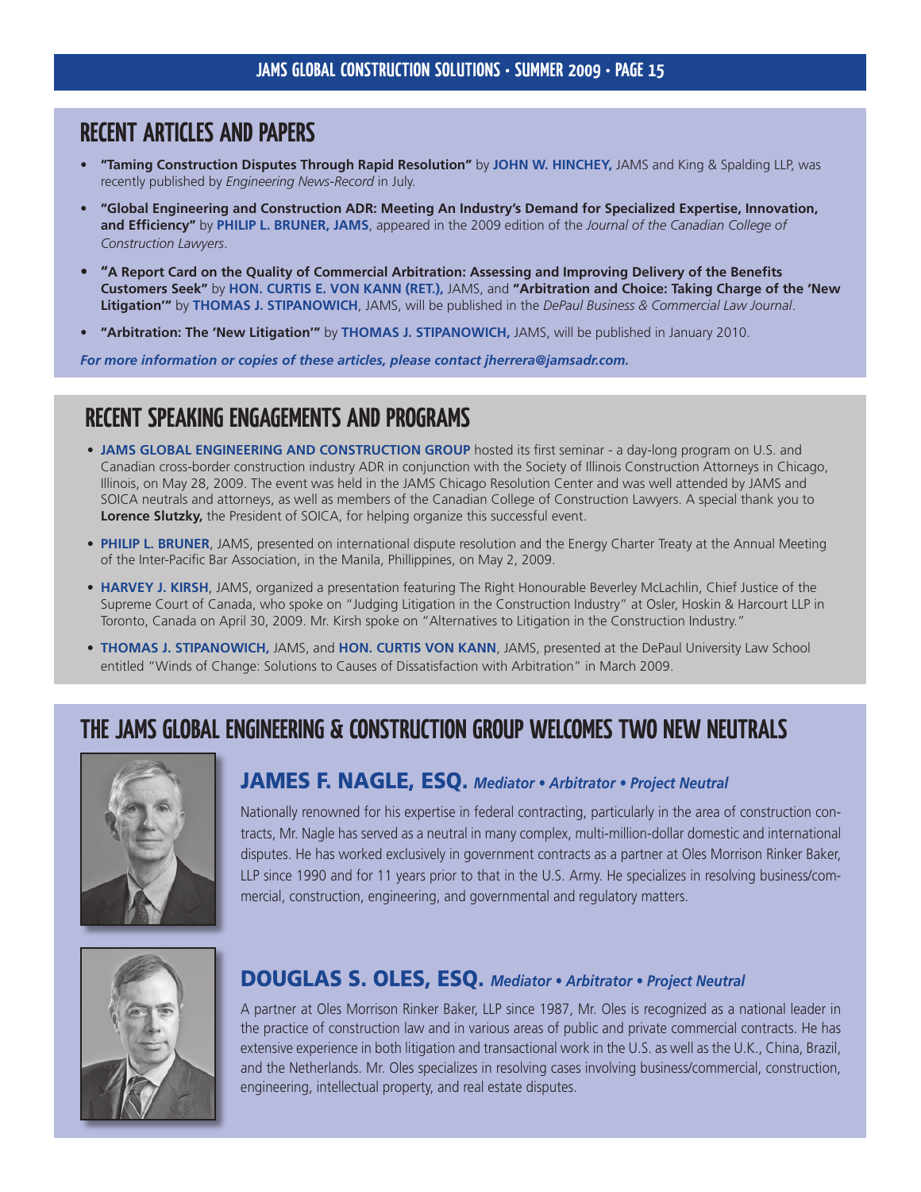## RECENT ARTICLES AND PAPERS

- **"Taming Construction Disputes Through Rapid Resolution"** by **JOHN W. HINCHEY,** JAMS and King & Spalding LLP, was recently published by *Engineering News-Record* in July.
- **"Global Engineering and Construction ADR: Meeting An Industry's Demand for Specialized Expertise, Innovation, and Efficiency"** by **PHILIP L. BRUNER, JAMS**, appeared in the 2009 edition of the *Journal of the Canadian College of Construction Lawyers*.
- **"A Report Card on the Quality of Commercial Arbitration: Assessing and Improving Delivery of the Benefits Customers Seek"** by **HON. CURTIS E. VON KANN (RET.),** JAMS, and **"Arbitration and Choice: Taking Charge of the 'New Litigation'"** by **THOMAS J. STIPANOWICH**, JAMS, will be published in the *DePaul Business & Commercial Law Journal*.
- **"Arbitration: The 'New Litigation'"** by **THOMAS J. STIPANOWICH,** JAMS, will be published in January 2010.

***For more information or copies of these articles, please contact jherrera@jamsadr.com.***

## RECENT SPEAKING ENGAGEMENTS AND PROGRAMS

- **JAMS GLOBAL ENGINEERING AND CONSTRUCTION GROUP** hosted its first seminar - a day-long program on U.S. and Canadian cross-border construction industry ADR in conjunction with the Society of Illinois Construction Attorneys in Chicago, Illinois, on May 28, 2009. The event was held in the JAMS Chicago Resolution Center and was well attended by JAMS and SOICA neutrals and attorneys, as well as members of the Canadian College of Construction Lawyers. A special thank you to **Lorence Slutzky,** the President of SOICA, for helping organize this successful event.
- **PHILIP L. BRUNER**, JAMS, presented on international dispute resolution and the Energy Charter Treaty at the Annual Meeting of the Inter-Pacific Bar Association, in the Manila, Phillippines, on May 2, 2009.
- **HARVEY J. KIRSH**, JAMS, organized a presentation featuring The Right Honourable Beverley McLachlin, Chief Justice of the Supreme Court of Canada, who spoke on "Judging Litigation in the Construction Industry" at Osler, Hoskin & Harcourt LLP in Toronto, Canada on April 30, 2009. Mr. Kirsh spoke on "Alternatives to Litigation in the Construction Industry."
- **THOMAS J. STIPANOWICH,** JAMS, and **HON. CURTIS VON KANN**, JAMS, presented at the DePaul University Law School entitled "Winds of Change: Solutions to Causes of Dissatisfaction with Arbitration" in March 2009.

## THE JAMS GLOBAL ENGINEERING & CONSTRUCTION GROUP WELCOMES TWO NEW NEUTRALS

### JAMES F. NAGLE, ESQ. *Mediator • Arbitrator • Project Neutral*

Nationally renowned for his expertise in federal contracting, particularly in the area of construction contracts, Mr. Nagle has served as a neutral in many complex, multi-million-dollar domestic and international disputes. He has worked exclusively in government contracts as a partner at Oles Morrison Rinker Baker, LLP since 1990 and for 11 years prior to that in the U.S. Army. He specializes in resolving business/commercial, construction, engineering, and governmental and regulatory matters.

### DOUGLAS S. OLES, ESQ. *Mediator • Arbitrator • Project Neutral*

A partner at Oles Morrison Rinker Baker, LLP since 1987, Mr. Oles is recognized as a national leader in the practice of construction law and in various areas of public and private commercial contracts. He has extensive experience in both litigation and transactional work in the U.S. as well as the U.K., China, Brazil, and the Netherlands. Mr. Oles specializes in resolving cases involving business/commercial, construction, engineering, intellectual property, and real estate disputes.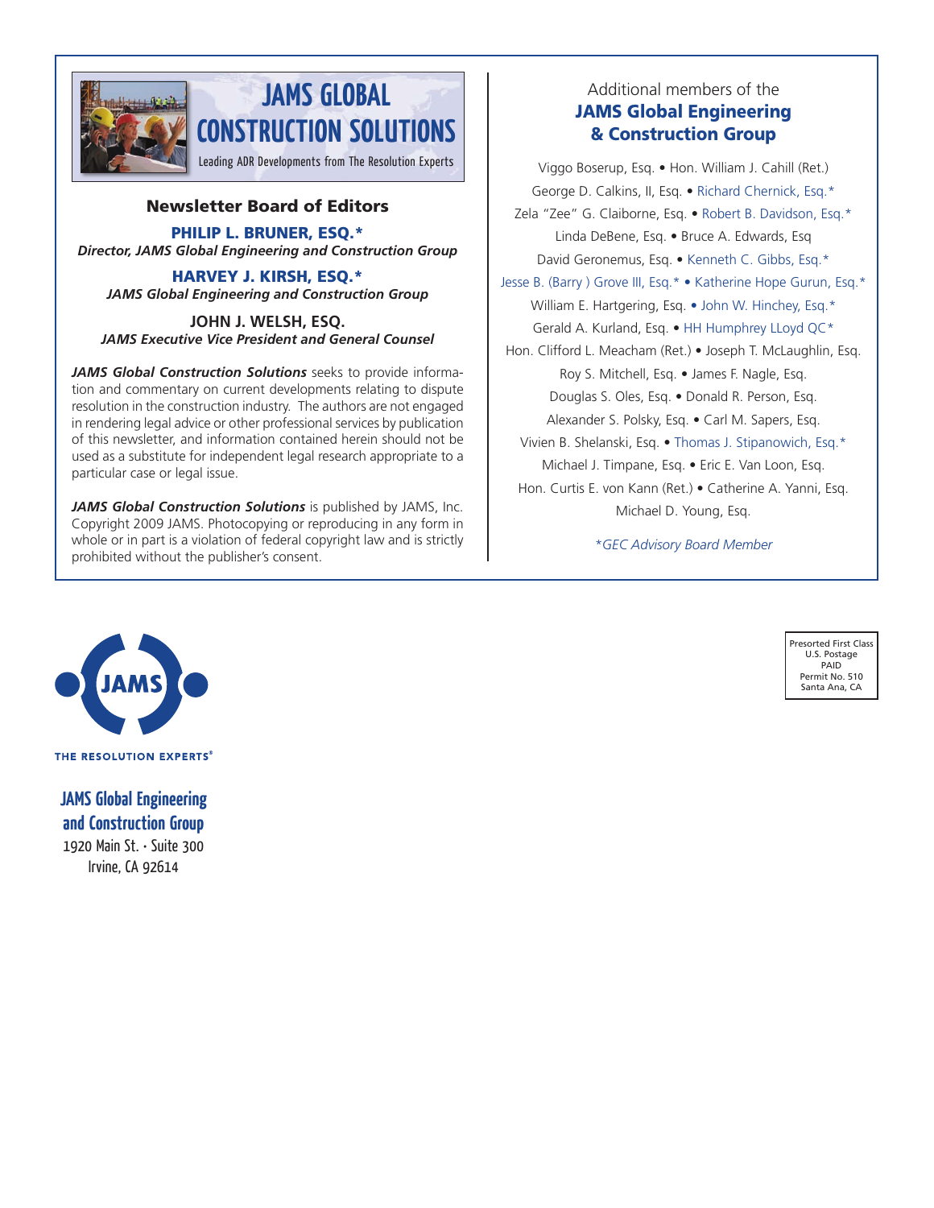# JAMS GLOBAL CONSTRUCTION SOLUTIONS

Leading ADR Developments from The Resolution Experts

## Newsletter Board of Editors

**PHILIP L. BRUNER, ESQ.***
*Director, JAMS Global Engineering and Construction Group*

**HARVEY J. KIRSH, ESQ.***
*JAMS Global Engineering and Construction Group*

**JOHN J. WELSH, ESQ.**
*JAMS Executive Vice President and General Counsel*

***JAMS Global Construction Solutions*** seeks to provide information and commentary on current developments relating to dispute resolution in the construction industry. The authors are not engaged in rendering legal advice or other professional services by publication of this newsletter, and information contained herein should not be used as a substitute for independent legal research appropriate to a particular case or legal issue.

***JAMS Global Construction Solutions*** is published by JAMS, Inc. Copyright 2009 JAMS. Photocopying or reproducing in any form in whole or in part is a violation of federal copyright law and is strictly prohibited without the publisher's consent.

## Additional members of the **JAMS Global Engineering & Construction Group**

Viggo Boserup, Esq. • Hon. William J. Cahill (Ret.)
George D. Calkins, II, Esq. • Richard Chernick, Esq.*
Zela "Zee" G. Claiborne, Esq. • Robert B. Davidson, Esq.*
Linda DeBene, Esq. • Bruce A. Edwards, Esq
David Geronemus, Esq. • Kenneth C. Gibbs, Esq.*
Jesse B. (Barry ) Grove III, Esq.* • Katherine Hope Gurun, Esq.*
William E. Hartgering, Esq. • John W. Hinchey, Esq.*
Gerald A. Kurland, Esq. • HH Humphrey LLoyd QC*
Hon. Clifford L. Meacham (Ret.) • Joseph T. McLaughlin, Esq.
Roy S. Mitchell, Esq. • James F. Nagle, Esq.
Douglas S. Oles, Esq. • Donald R. Person, Esq.
Alexander S. Polsky, Esq. • Carl M. Sapers, Esq.
Vivien B. Shelanski, Esq. • Thomas J. Stipanowich, Esq.*
Michael J. Timpane, Esq. • Eric E. Van Loon, Esq.
Hon. Curtis E. von Kann (Ret.) • Catherine A. Yanni, Esq.
Michael D. Young, Esq.

*\*GEC Advisory Board Member*

JAMS
THE RESOLUTION EXPERTS®

**JAMS Global Engineering and Construction Group**
1920 Main St. · Suite 300
Irvine, CA 92614

Presorted First Class
U.S. Postage
PAID
Permit No. 510
Santa Ana, CA